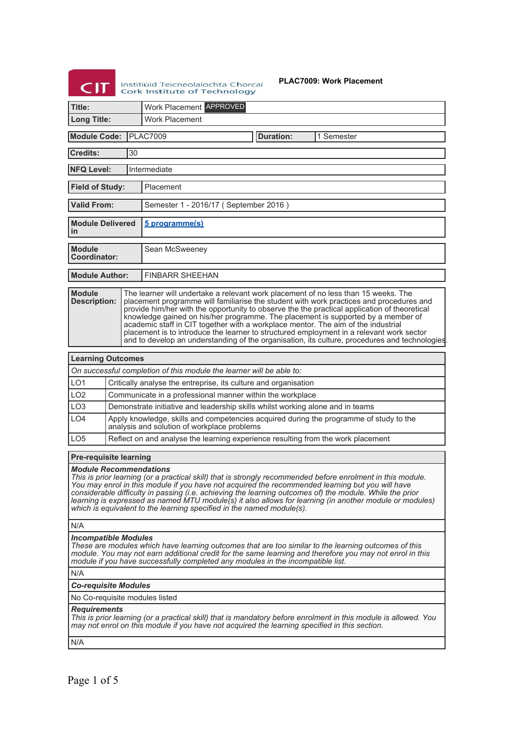Institiúid Teicneolaíochta Chorcaí
Cork Institute of Technology

**PLAC7009: Work Placement**

| | |
|---|---|
| **Title:** | Work Placement APPROVED |
| **Long Title:** | Work Placement |

| | | | |
|---|---|---|---|
| **Module Code:** | PLAC7009 | **Duration:** | 1 Semester |

| | |
|---|---|
| **Credits:** | 30 |
| **NFQ Level:** | Intermediate |
| **Field of Study:** | Placement |
| **Valid From:** | Semester 1 - 2016/17 ( September 2016 ) |
| **Module Delivered in** | 5 programme(s) |
| **Module Coordinator:** | Sean McSweeney |
| **Module Author:** | FINBARR SHEEHAN |
| **Module Description:** | The learner will undertake a relevant work placement of no less than 15 weeks. The placement programme will familiarise the student with work practices and procedures and provide him/her with the opportunity to observe the the practical application of theoretical knowledge gained on his/her programme. The placement is supported by a member of academic staff in CIT together with a workplace mentor. The aim of the industrial placement is to introduce the learner to structured employment in a relevant work sector and to develop an understanding of the organisation, its culture, procedures and technologies. |

| **Learning Outcomes** | |
|---|---|
| *On successful completion of this module the learner will be able to:* | |
| LO1 | Critically analyse the entreprise, its culture and organisation |
| LO2 | Communicate in a professional manner within the workplace |
| LO3 | Demonstrate initiative and leadership skills whilst working alone and in teams |
| LO4 | Apply knowledge, skills and competencies acquired during the programme of study to the analysis and solution of workplace problems |
| LO5 | Reflect on and analyse the learning experience resulting from the work placement |

**Pre-requisite learning**

***Module Recommendations***
*This is prior learning (or a practical skill) that is strongly recommended before enrolment in this module. You may enrol in this module if you have not acquired the recommended learning but you will have considerable difficulty in passing (i.e. achieving the learning outcomes of) the module. While the prior learning is expressed as named MTU module(s) it also allows for learning (in another module or modules) which is equivalent to the learning specified in the named module(s).*

N/A

***Incompatible Modules***
*These are modules which have learning outcomes that are too similar to the learning outcomes of this module. You may not earn additional credit for the same learning and therefore you may not enrol in this module if you have successfully completed any modules in the incompatible list.*

N/A

***Co-requisite Modules***

No Co-requisite modules listed

***Requirements***
*This is prior learning (or a practical skill) that is mandatory before enrolment in this module is allowed. You may not enrol on this module if you have not acquired the learning specified in this section.*

N/A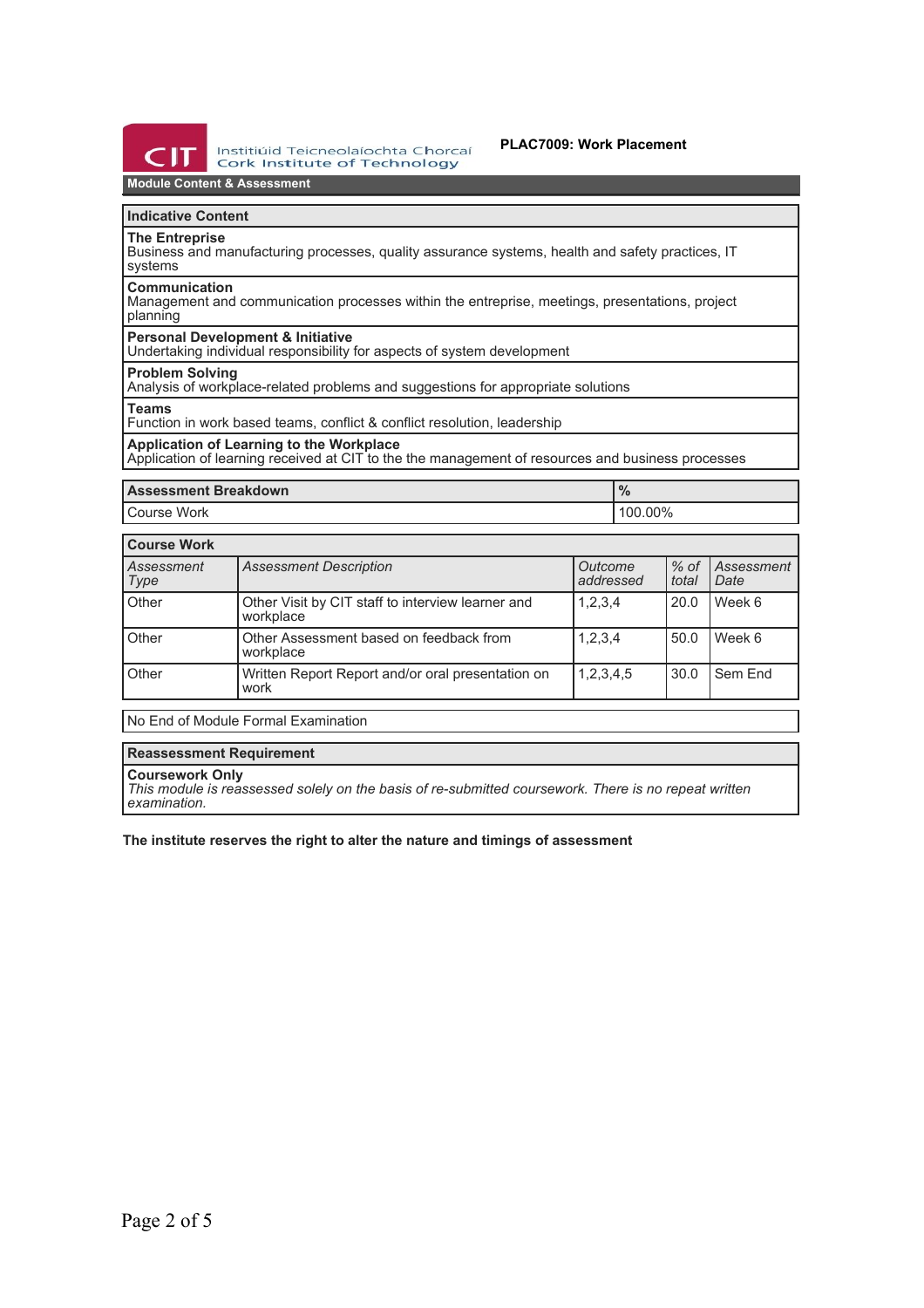# PLAC7009: Work Placement

## Module Content & Assessment

| Indicative Content |
| --- |
| **The Entreprise**<br>Business and manufacturing processes, quality assurance systems, health and safety practices, IT systems |
| **Communication**<br>Management and communication processes within the entreprise, meetings, presentations, project planning |
| **Personal Development & Initiative**<br>Undertaking individual responsibility for aspects of system development |
| **Problem Solving**<br>Analysis of workplace-related problems and suggestions for appropriate solutions |
| **Teams**<br>Function in work based teams, conflict & conflict resolution, leadership |
| **Application of Learning to the Workplace**<br>Application of learning received at CIT to the the management of resources and business processes |

| Assessment Breakdown | % |
| --- | --- |
| Course Work | 100.00% |

| Course Work | | | | |
| --- | --- | --- | --- | --- |
| *Assessment Type* | *Assessment Description* | *Outcome addressed* | *% of total* | *Assessment Date* |
| Other | Other Visit by CIT staff to interview learner and workplace | 1,2,3,4 | 20.0 | Week 6 |
| Other | Other Assessment based on feedback from workplace | 1,2,3,4 | 50.0 | Week 6 |
| Other | Written Report Report and/or oral presentation on work | 1,2,3,4,5 | 30.0 | Sem End |

No End of Module Formal Examination

| Reassessment Requirement |
| --- |
| **Coursework Only**<br>*This module is reassessed solely on the basis of re-submitted coursework. There is no repeat written examination.* |

**The institute reserves the right to alter the nature and timings of assessment**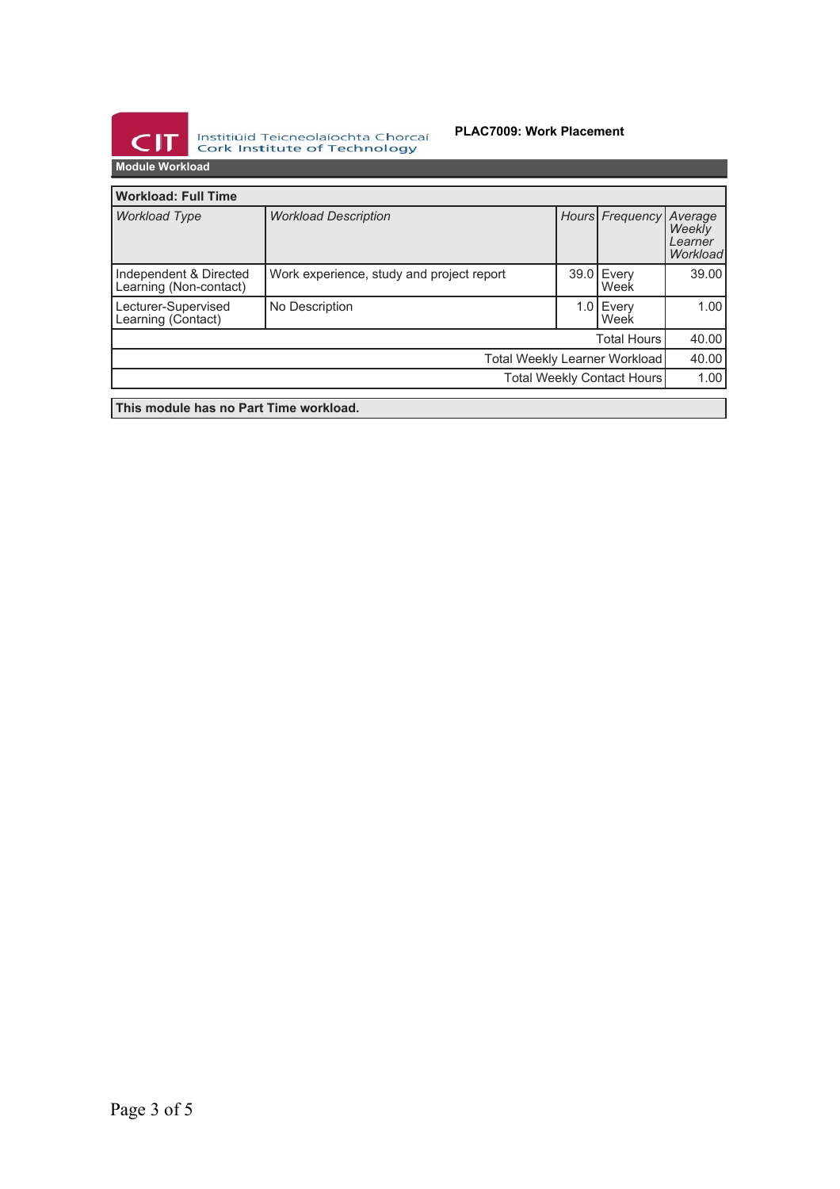## Module Workload

| Workload: Full Time | | | | |
|---|---|---|---|---|
| *Workload Type* | *Workload Description* | *Hours* | *Frequency* | *Average Weekly Learner Workload* |
| Independent & Directed Learning (Non-contact) | Work experience, study and project report | 39.0 | Every Week | 39.00 |
| Lecturer-Supervised Learning (Contact) | No Description | 1.0 | Every Week | 1.00 |
| | | | Total Hours | 40.00 |
| | | | Total Weekly Learner Workload | 40.00 |
| | | | Total Weekly Contact Hours | 1.00 |

**This module has no Part Time workload.**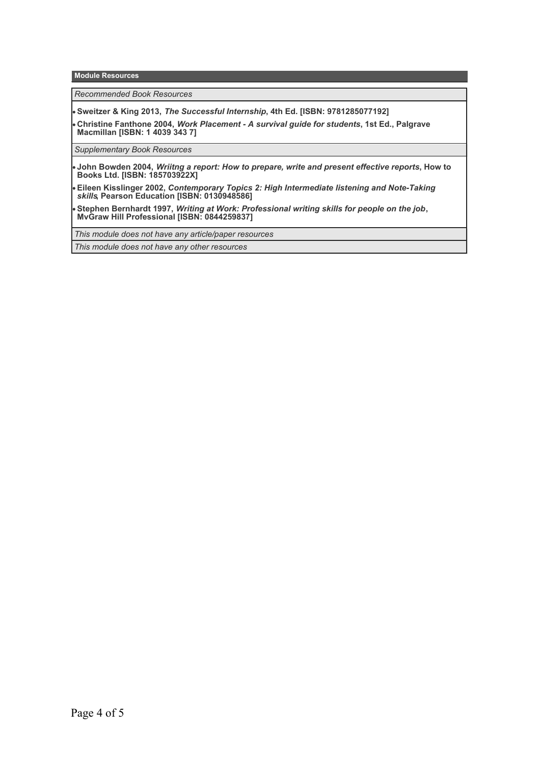## Module Resources

*Recommended Book Resources*

- **Sweitzer & King 2013, *The Successful Internship*, 4th Ed. [ISBN: 9781285077192]**
- **Christine Fanthone 2004, *Work Placement - A survival guide for students*, 1st Ed., Palgrave Macmillan [ISBN: 1 4039 343 7]**

*Supplementary Book Resources*

- **John Bowden 2004, *Wriitng a report: How to prepare, write and present effective reports*, How to Books Ltd. [ISBN: 185703922X]**
- **Eileen Kisslinger 2002, *Contemporary Topics 2: High Intermediate listening and Note-Taking skills*, Pearson Education [ISBN: 0130948586]**
- **Stephen Bernhardt 1997, *Writing at Work: Professional writing skills for people on the job*, MvGraw Hill Professional [ISBN: 0844259837]**

*This module does not have any article/paper resources*

*This module does not have any other resources*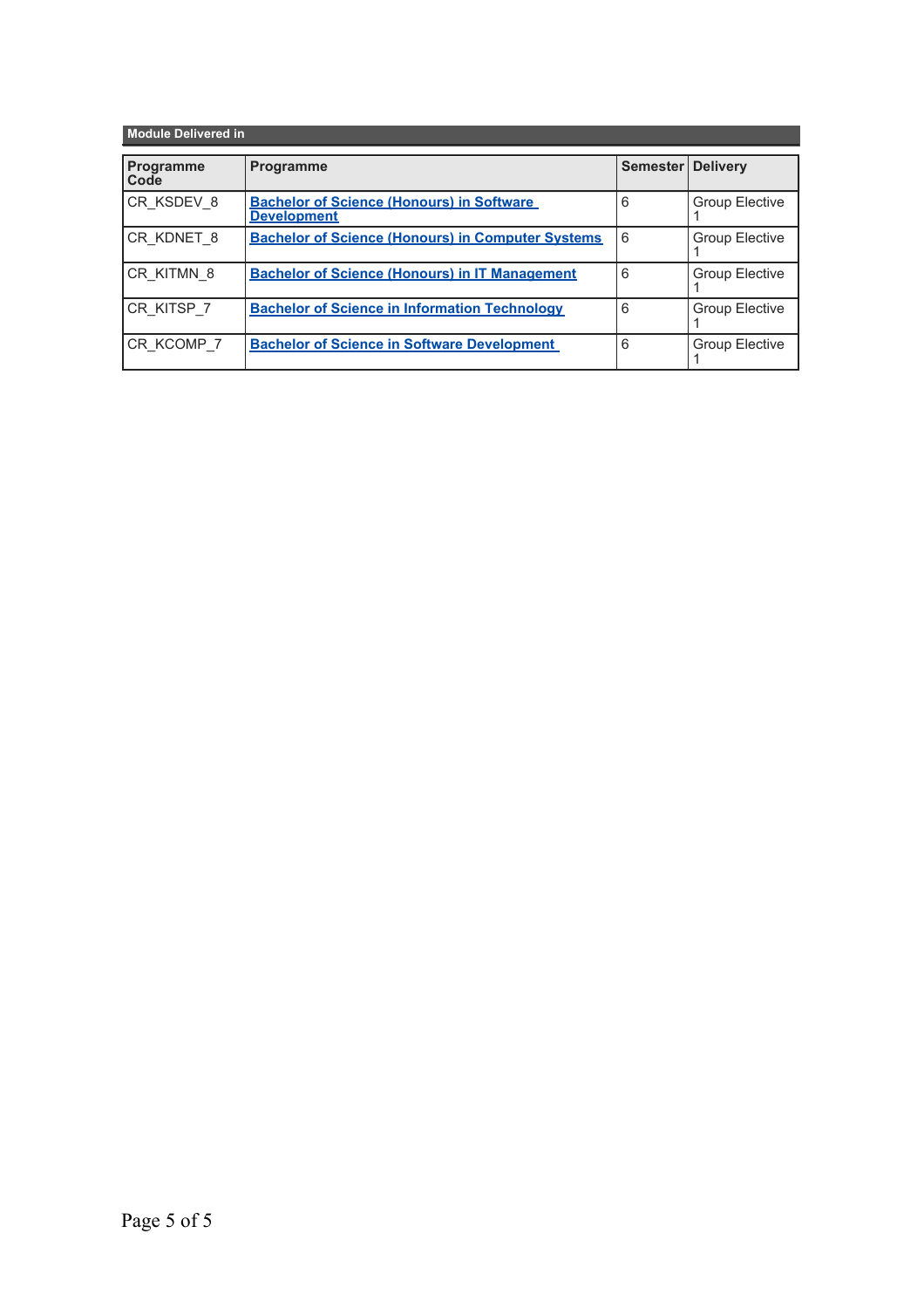### Module Delivered in

| Programme Code | Programme | Semester | Delivery |
|---|---|---|---|
| CR_KSDEV_8 | Bachelor of Science (Honours) in Software Development | 6 | Group Elective 1 |
| CR_KDNET_8 | Bachelor of Science (Honours) in Computer Systems | 6 | Group Elective 1 |
| CR_KITMN_8 | Bachelor of Science (Honours) in IT Management | 6 | Group Elective 1 |
| CR_KITSP_7 | Bachelor of Science in Information Technology | 6 | Group Elective 1 |
| CR_KCOMP_7 | Bachelor of Science in Software Development | 6 | Group Elective 1 |